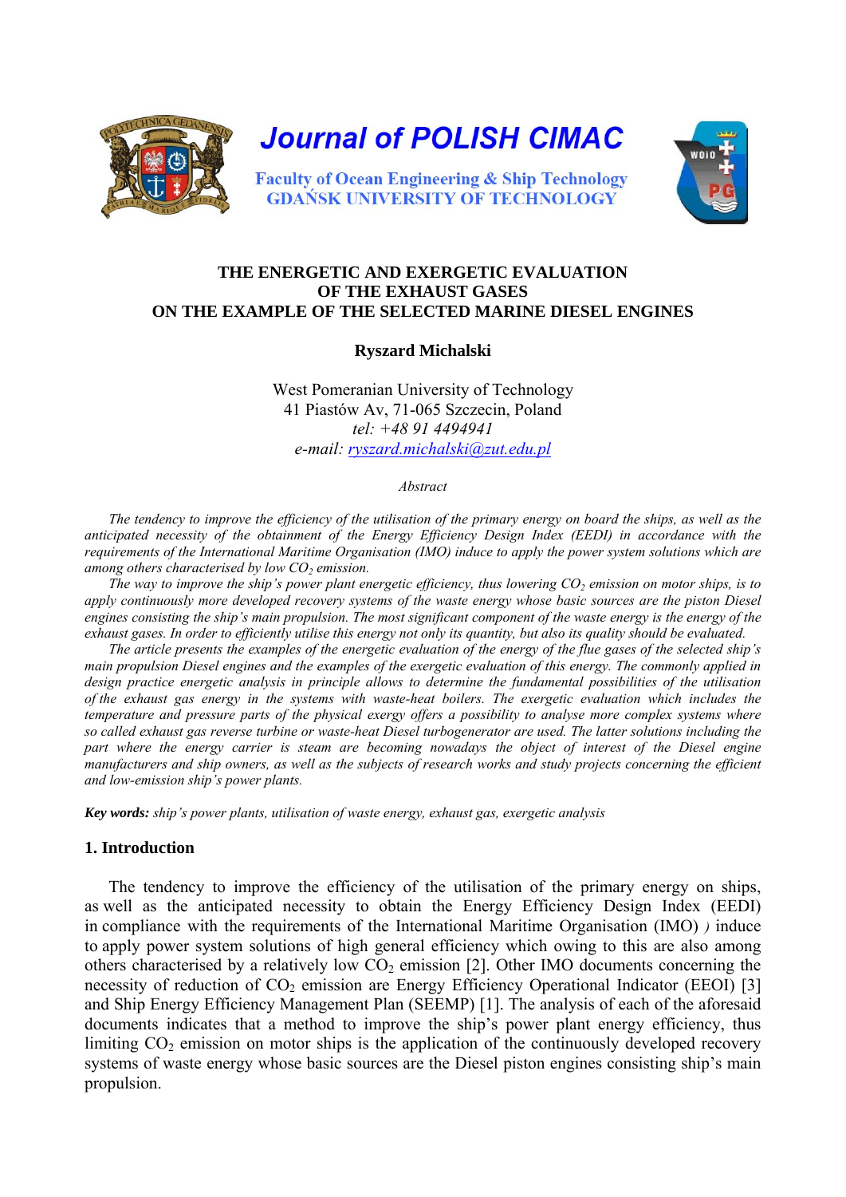# Journal of POLISH CIMAC

Faculty of Ocean Engineering & Ship Technology
GDAŃSK UNIVERSITY OF TECHNOLOGY

## THE ENERGETIC AND EXERGETIC EVALUATION OF THE EXHAUST GASES ON THE EXAMPLE OF THE SELECTED MARINE DIESEL ENGINES

**Ryszard Michalski**

West Pomeranian University of Technology
41 Piastów Av, 71-065 Szczecin, Poland
*tel: +48 91 4494941*
*e-mail: ryszard.michalski@zut.edu.pl*

*Abstract*

*The tendency to improve the efficiency of the utilisation of the primary energy on board the ships, as well as the anticipated necessity of the obtainment of the Energy Efficiency Design Index (EEDI) in accordance with the requirements of the International Maritime Organisation (IMO) induce to apply the power system solutions which are among others characterised by low $CO_2$ emission.*

*The way to improve the ship's power plant energetic efficiency, thus lowering $CO_2$ emission on motor ships, is to apply continuously more developed recovery systems of the waste energy whose basic sources are the piston Diesel engines consisting the ship's main propulsion. The most significant component of the waste energy is the energy of the exhaust gases. In order to efficiently utilise this energy not only its quantity, but also its quality should be evaluated.*

*The article presents the examples of the energetic evaluation of the energy of the flue gases of the selected ship's main propulsion Diesel engines and the examples of the exergetic evaluation of this energy. The commonly applied in design practice energetic analysis in principle allows to determine the fundamental possibilities of the utilisation of the exhaust gas energy in the systems with waste-heat boilers. The exergetic evaluation which includes the temperature and pressure parts of the physical exergy offers a possibility to analyse more complex systems where so called exhaust gas reverse turbine or waste-heat Diesel turbogenerator are used. The latter solutions including the part where the energy carrier is steam are becoming nowadays the object of interest of the Diesel engine manufacturers and ship owners, as well as the subjects of research works and study projects concerning the efficient and low-emission ship's power plants.*

**Key words:** *ship's power plants, utilisation of waste energy, exhaust gas, exergetic analysis*

### 1. Introduction

The tendency to improve the efficiency of the utilisation of the primary energy on ships, as well as the anticipated necessity to obtain the Energy Efficiency Design Index (EEDI) in compliance with the requirements of the International Maritime Organisation (IMO) ) induce to apply power system solutions of high general efficiency which owing to this are also among others characterised by a relatively low $CO_2$ emission [2]. Other IMO documents concerning the necessity of reduction of $CO_2$ emission are Energy Efficiency Operational Indicator (EEOI) [3] and Ship Energy Efficiency Management Plan (SEEMP) [1]. The analysis of each of the aforesaid documents indicates that a method to improve the ship's power plant energy efficiency, thus limiting $CO_2$ emission on motor ships is the application of the continuously developed recovery systems of waste energy whose basic sources are the Diesel piston engines consisting ship's main propulsion.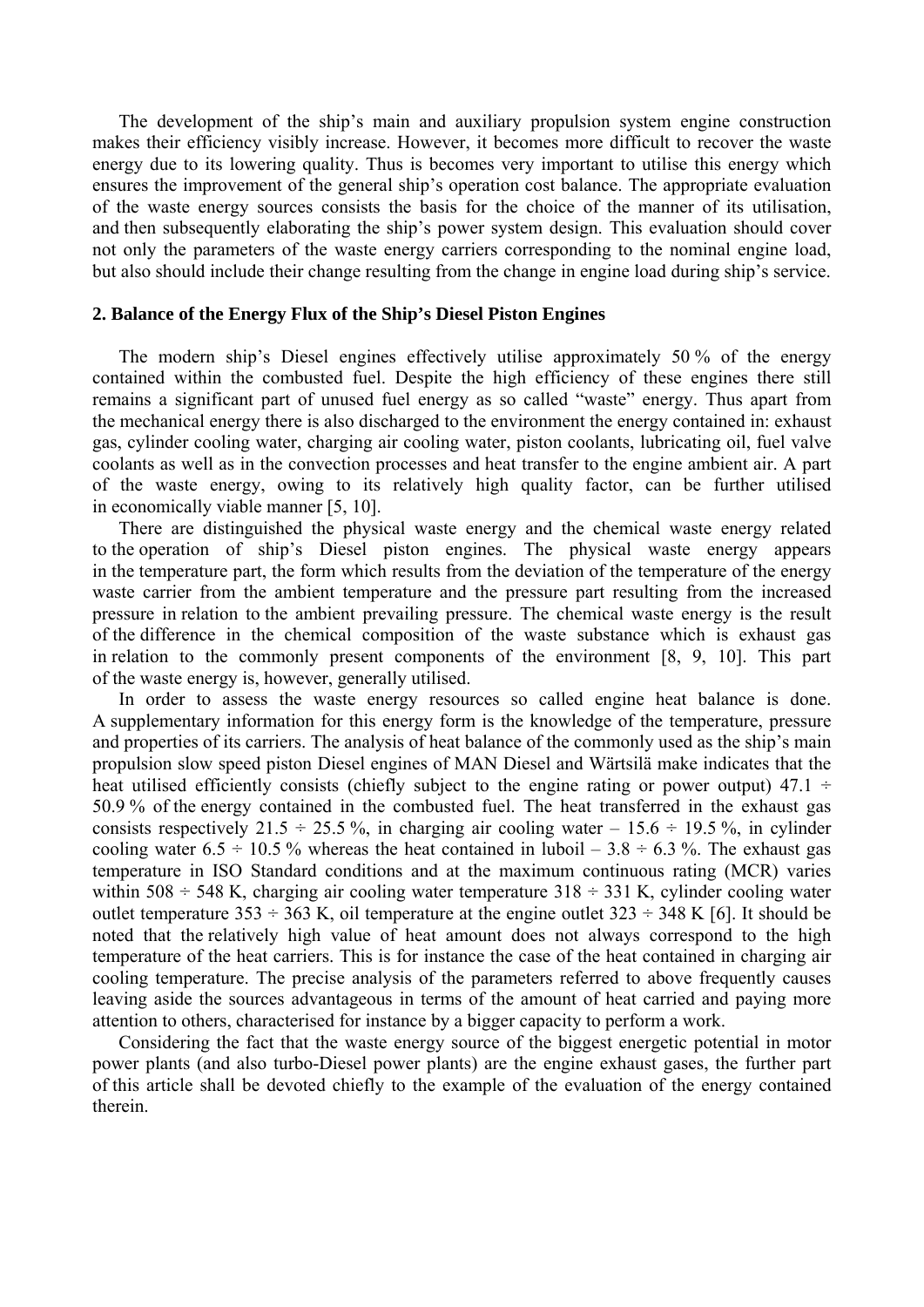The development of the ship's main and auxiliary propulsion system engine construction makes their efficiency visibly increase. However, it becomes more difficult to recover the waste energy due to its lowering quality. Thus is becomes very important to utilise this energy which ensures the improvement of the general ship's operation cost balance. The appropriate evaluation of the waste energy sources consists the basis for the choice of the manner of its utilisation, and then subsequently elaborating the ship's power system design. This evaluation should cover not only the parameters of the waste energy carriers corresponding to the nominal engine load, but also should include their change resulting from the change in engine load during ship's service.

## 2. Balance of the Energy Flux of the Ship's Diesel Piston Engines

The modern ship's Diesel engines effectively utilise approximately 50 % of the energy contained within the combusted fuel. Despite the high efficiency of these engines there still remains a significant part of unused fuel energy as so called "waste" energy. Thus apart from the mechanical energy there is also discharged to the environment the energy contained in: exhaust gas, cylinder cooling water, charging air cooling water, piston coolants, lubricating oil, fuel valve coolants as well as in the convection processes and heat transfer to the engine ambient air. A part of the waste energy, owing to its relatively high quality factor, can be further utilised in economically viable manner [5, 10].

There are distinguished the physical waste energy and the chemical waste energy related to the operation of ship's Diesel piston engines. The physical waste energy appears in the temperature part, the form which results from the deviation of the temperature of the energy waste carrier from the ambient temperature and the pressure part resulting from the increased pressure in relation to the ambient prevailing pressure. The chemical waste energy is the result of the difference in the chemical composition of the waste substance which is exhaust gas in relation to the commonly present components of the environment [8, 9, 10]. This part of the waste energy is, however, generally utilised.

In order to assess the waste energy resources so called engine heat balance is done. A supplementary information for this energy form is the knowledge of the temperature, pressure and properties of its carriers. The analysis of heat balance of the commonly used as the ship's main propulsion slow speed piston Diesel engines of MAN Diesel and Wärtsilä make indicates that the heat utilised efficiently consists (chiefly subject to the engine rating or power output) 47.1 ÷ 50.9 % of the energy contained in the combusted fuel. The heat transferred in the exhaust gas consists respectively 21.5 ÷ 25.5 %, in charging air cooling water – 15.6 ÷ 19.5 %, in cylinder cooling water 6.5 ÷ 10.5 % whereas the heat contained in luboil – 3.8 ÷ 6.3 %. The exhaust gas temperature in ISO Standard conditions and at the maximum continuous rating (MCR) varies within 508 ÷ 548 K, charging air cooling water temperature 318 ÷ 331 K, cylinder cooling water outlet temperature 353 ÷ 363 K, oil temperature at the engine outlet 323 ÷ 348 K [6]. It should be noted that the relatively high value of heat amount does not always correspond to the high temperature of the heat carriers. This is for instance the case of the heat contained in charging air cooling temperature. The precise analysis of the parameters referred to above frequently causes leaving aside the sources advantageous in terms of the amount of heat carried and paying more attention to others, characterised for instance by a bigger capacity to perform a work.

Considering the fact that the waste energy source of the biggest energetic potential in motor power plants (and also turbo-Diesel power plants) are the engine exhaust gases, the further part of this article shall be devoted chiefly to the example of the evaluation of the energy contained therein.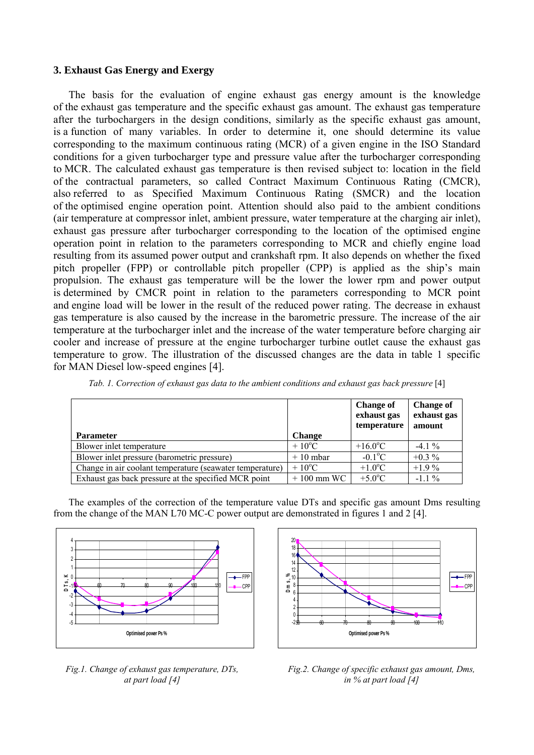### 3. Exhaust Gas Energy and Exergy

The basis for the evaluation of engine exhaust gas energy amount is the knowledge of the exhaust gas temperature and the specific exhaust gas amount. The exhaust gas temperature after the turbochargers in the design conditions, similarly as the specific exhaust gas amount, is a function of many variables. In order to determine it, one should determine its value corresponding to the maximum continuous rating (MCR) of a given engine in the ISO Standard conditions for a given turbocharger type and pressure value after the turbocharger corresponding to MCR. The calculated exhaust gas temperature is then revised subject to: location in the field of the contractual parameters, so called Contract Maximum Continuous Rating (CMCR), also referred to as Specified Maximum Continuous Rating (SMCR) and the location of the optimised engine operation point. Attention should also paid to the ambient conditions (air temperature at compressor inlet, ambient pressure, water temperature at the charging air inlet), exhaust gas pressure after turbocharger corresponding to the location of the optimised engine operation point in relation to the parameters corresponding to MCR and chiefly engine load resulting from its assumed power output and crankshaft rpm. It also depends on whether the fixed pitch propeller (FPP) or controllable pitch propeller (CPP) is applied as the ship's main propulsion. The exhaust gas temperature will be the lower the lower rpm and power output is determined by CMCR point in relation to the parameters corresponding to MCR point and engine load will be lower in the result of the reduced power rating. The decrease in exhaust gas temperature is also caused by the increase in the barometric pressure. The increase of the air temperature at the turbocharger inlet and the increase of the water temperature before charging air cooler and increase of pressure at the engine turbocharger turbine outlet cause the exhaust gas temperature to grow. The illustration of the discussed changes are the data in table 1 specific for MAN Diesel low-speed engines [4].

*Tab. 1. Correction of exhaust gas data to the ambient conditions and exhaust gas back pressure* [4]

| Parameter | Change | Change of exhaust gas temperature | Change of exhaust gas amount |
|---|---|---|---|
| Blower inlet temperature | + 10°C | +16.0°C | -4.1 % |
| Blower inlet pressure (barometric pressure) | + 10 mbar | -0.1°C | +0.3 % |
| Change in air coolant temperature (seawater temperature) | + 10°C | +1.0°C | +1.9 % |
| Exhaust gas back pressure at the specified MCR point | + 100 mm WC | +5.0°C | -1.1 % |

The examples of the correction of the temperature value DTs and specific gas amount Dms resulting from the change of the MAN L70 MC-C power output are demonstrated in figures 1 and 2 [4].

*Fig.1. Change of exhaust gas temperature, DTs, at part load [4]*

*Fig.2. Change of specific exhaust gas amount, Dms, in % at part load [4]*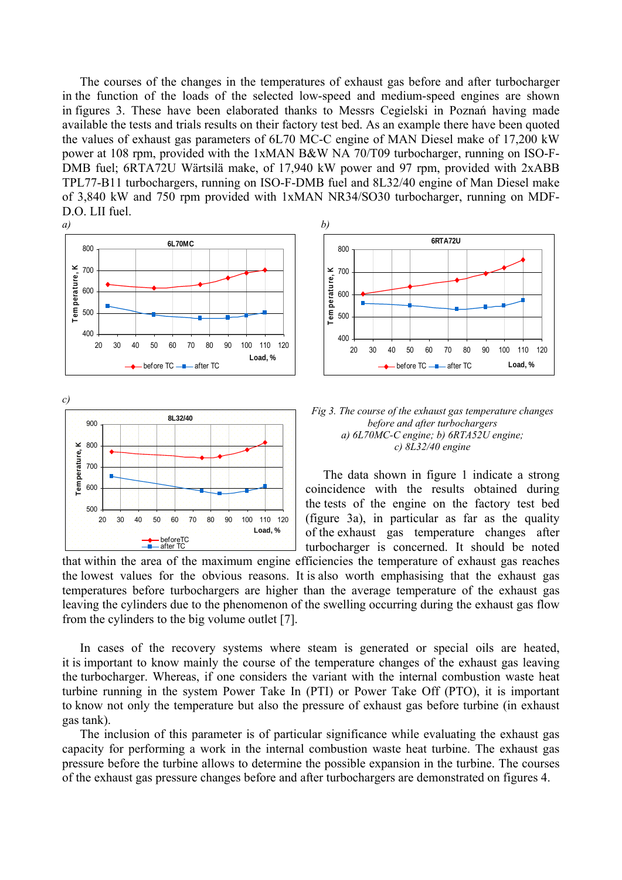The courses of the changes in the temperatures of exhaust gas before and after turbocharger in the function of the loads of the selected low-speed and medium-speed engines are shown in figures 3. These have been elaborated thanks to Messrs Cegielski in Poznań having made available the tests and trials results on their factory test bed. As an example there have been quoted the values of exhaust gas parameters of 6L70 MC-C engine of MAN Diesel make of 17,200 kW power at 108 rpm, provided with the 1xMAN B&W NA 70/T09 turbocharger, running on ISO-F-DMB fuel; 6RTA72U Wärtsilä make, of 17,940 kW power and 97 rpm, provided with 2xABB TPL77-B11 turbochargers, running on ISO-F-DMB fuel and 8L32/40 engine of Man Diesel make of 3,840 kW and 750 rpm provided with 1xMAN NR34/SO30 turbocharger, running on MDF-D.O. LII fuel.

*Fig 3. The course of the exhaust gas temperature changes before and after turbochargers a) 6L70MC-C engine; b) 6RTA52U engine; c) 8L32/40 engine*

The data shown in figure 1 indicate a strong coincidence with the results obtained during the tests of the engine on the factory test bed (figure 3a), in particular as far as the quality of the exhaust gas temperature changes after turbocharger is concerned. It should be noted that within the area of the maximum engine efficiencies the temperature of exhaust gas reaches the lowest values for the obvious reasons. It is also worth emphasising that the exhaust gas temperatures before turbochargers are higher than the average temperature of the exhaust gas leaving the cylinders due to the phenomenon of the swelling occurring during the exhaust gas flow from the cylinders to the big volume outlet [7].

In cases of the recovery systems where steam is generated or special oils are heated, it is important to know mainly the course of the temperature changes of the exhaust gas leaving the turbocharger. Whereas, if one considers the variant with the internal combustion waste heat turbine running in the system Power Take In (PTI) or Power Take Off (PTO), it is important to know not only the temperature but also the pressure of exhaust gas before turbine (in exhaust gas tank).

The inclusion of this parameter is of particular significance while evaluating the exhaust gas capacity for performing a work in the internal combustion waste heat turbine. The exhaust gas pressure before the turbine allows to determine the possible expansion in the turbine. The courses of the exhaust gas pressure changes before and after turbochargers are demonstrated on figures 4.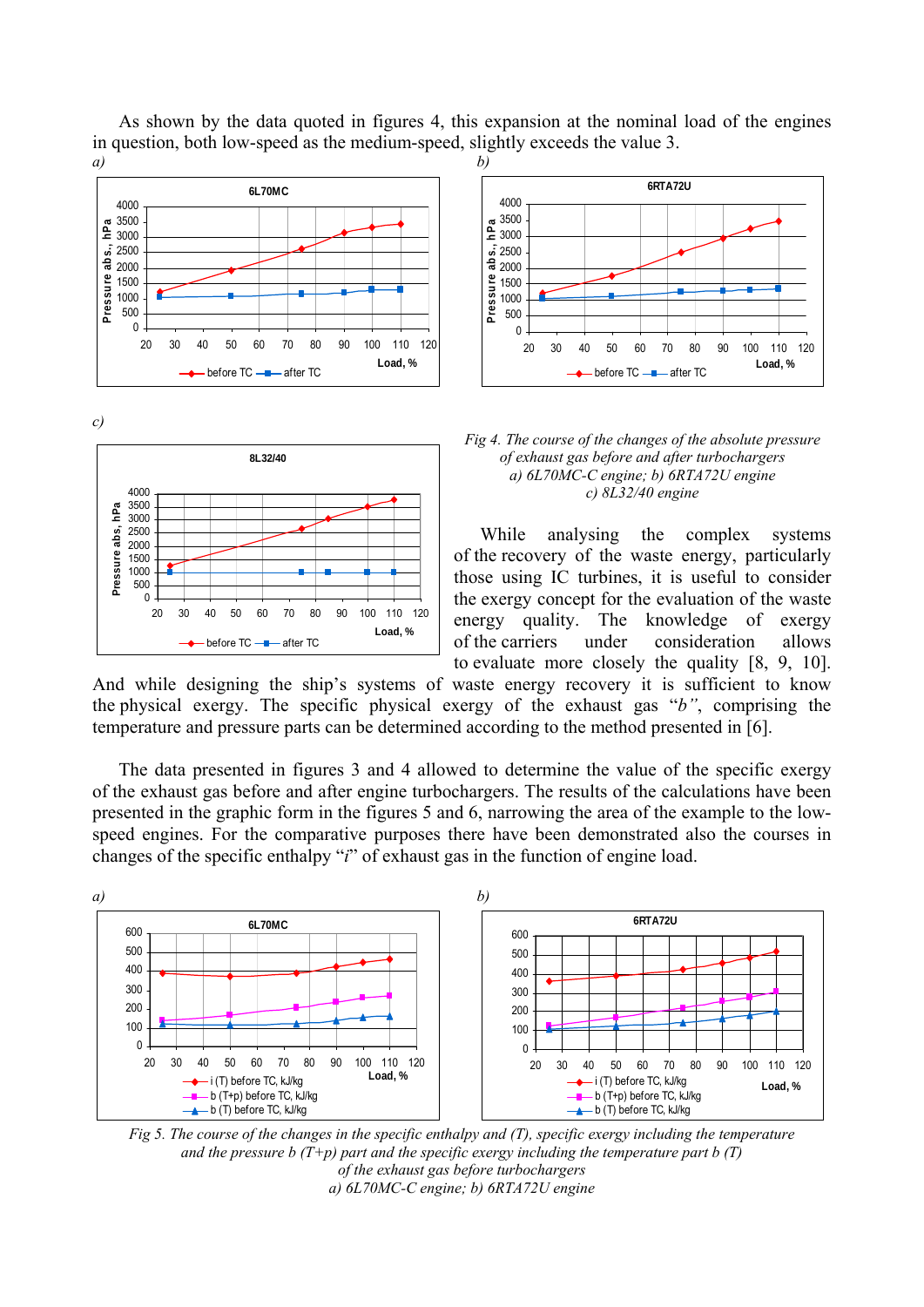As shown by the data quoted in figures 4, this expansion at the nominal load of the engines in question, both low-speed as the medium-speed, slightly exceeds the value 3.

*Fig 4. The course of the changes of the absolute pressure of exhaust gas before and after turbochargers*
*a) 6L70MC-C engine; b) 6RTA72U engine*
*c) 8L32/40 engine*

While analysing the complex systems of the recovery of the waste energy, particularly those using IC turbines, it is useful to consider the exergy concept for the evaluation of the waste energy quality. The knowledge of exergy of the carriers under consideration allows to evaluate more closely the quality [8, 9, 10]. And while designing the ship's systems of waste energy recovery it is sufficient to know the physical exergy. The specific physical exergy of the exhaust gas "*b*", comprising the temperature and pressure parts can be determined according to the method presented in [6].

The data presented in figures 3 and 4 allowed to determine the value of the specific exergy of the exhaust gas before and after engine turbochargers. The results of the calculations have been presented in the graphic form in the figures 5 and 6, narrowing the area of the example to the low-speed engines. For the comparative purposes there have been demonstrated also the courses in changes of the specific enthalpy "*i*" of exhaust gas in the function of engine load.

*Fig 5. The course of the changes in the specific enthalpy and (T), specific exergy including the temperature and the pressure b (T+p) part and the specific exergy including the temperature part b (T) of the exhaust gas before turbochargers*
*a) 6L70MC-C engine; b) 6RTA72U engine*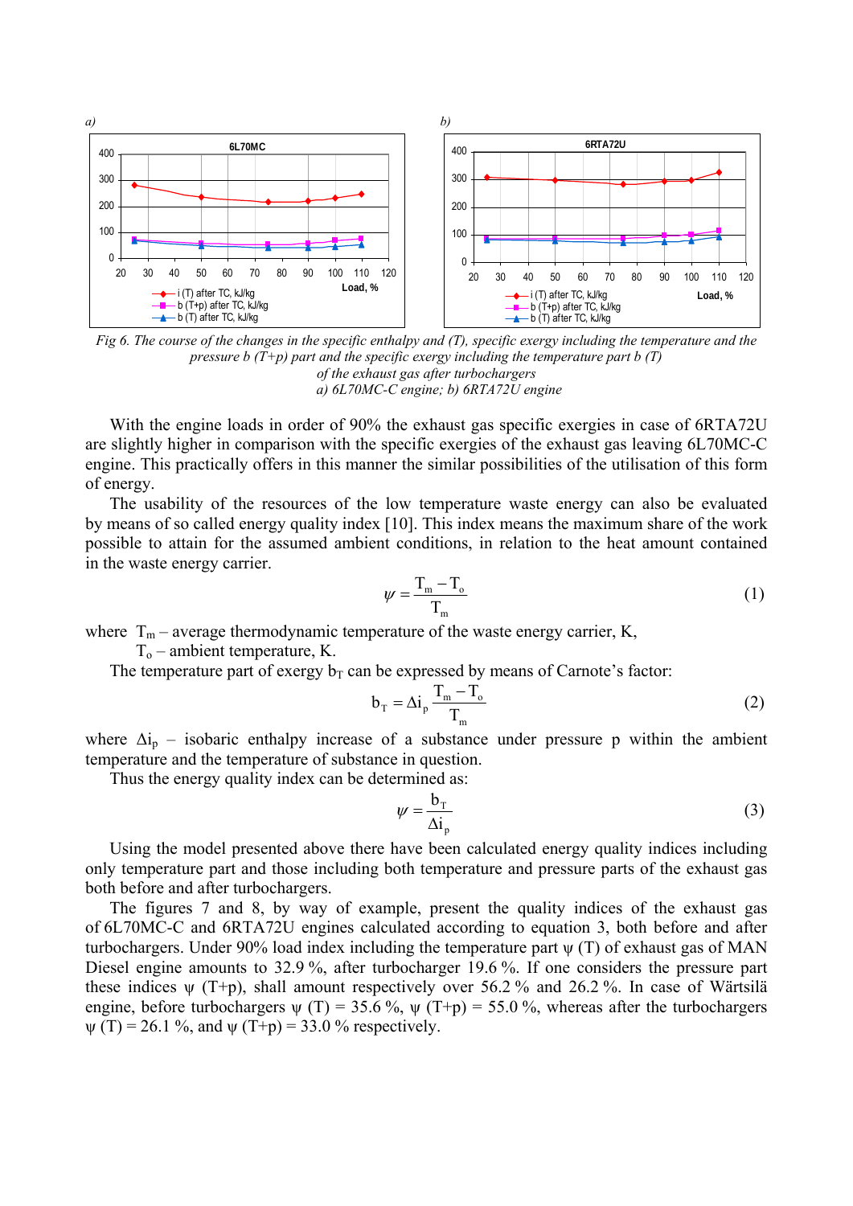Fig 6. The course of the changes in the specific enthalpy and (T), specific exergy including the temperature and the pressure b (T+p) part and the specific exergy including the temperature part b (T) of the exhaust gas after turbochargers
a) 6L70MC-C engine; b) 6RTA72U engine

With the engine loads in order of 90% the exhaust gas specific exergies in case of 6RTA72U are slightly higher in comparison with the specific exergies of the exhaust gas leaving 6L70MC-C engine. This practically offers in this manner the similar possibilities of the utilisation of this form of energy.

The usability of the resources of the low temperature waste energy can also be evaluated by means of so called energy quality index [10]. This index means the maximum share of the work possible to attain for the assumed ambient conditions, in relation to the heat amount contained in the waste energy carrier.

$$\psi = \frac{T_m - T_o}{T_m} \tag{1}$$

where $T_m$ – average thermodynamic temperature of the waste energy carrier, K,
$T_o$ – ambient temperature, K.

The temperature part of exergy $b_T$ can be expressed by means of Carnote's factor:

$$b_T = \Delta i_p \frac{T_m - T_o}{T_m} \tag{2}$$

where $\Delta i_p$ – isobaric enthalpy increase of a substance under pressure p within the ambient temperature and the temperature of substance in question.

Thus the energy quality index can be determined as:

$$\psi = \frac{b_T}{\Delta i_p} \tag{3}$$

Using the model presented above there have been calculated energy quality indices including only temperature part and those including both temperature and pressure parts of the exhaust gas both before and after turbochargers.

The figures 7 and 8, by way of example, present the quality indices of the exhaust gas of 6L70MC-C and 6RTA72U engines calculated according to equation 3, both before and after turbochargers. Under 90% load index including the temperature part $\psi$ (T) of exhaust gas of MAN Diesel engine amounts to 32.9 %, after turbocharger 19.6 %. If one considers the pressure part these indices $\psi$ (T+p), shall amount respectively over 56.2 % and 26.2 %. In case of Wärtsilä engine, before turbochargers $\psi$ (T) = 35.6 %, $\psi$ (T+p) = 55.0 %, whereas after the turbochargers $\psi$ (T) = 26.1 %, and $\psi$ (T+p) = 33.0 % respectively.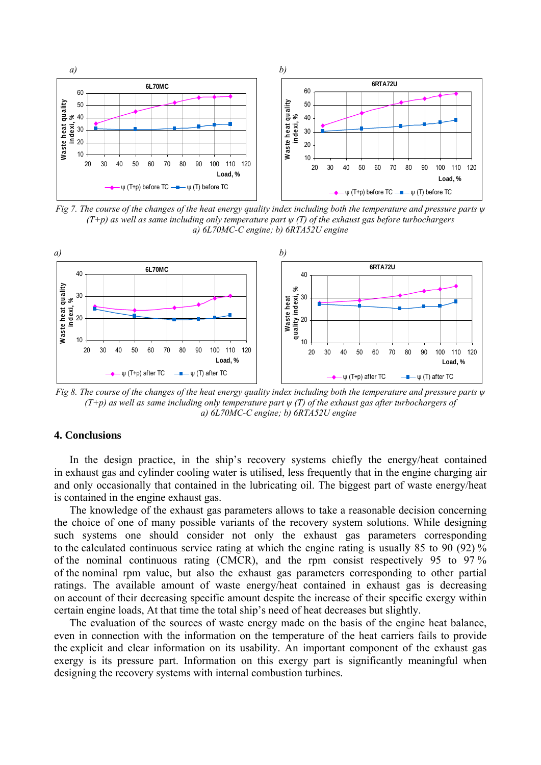*Fig 7. The course of the changes of the heat energy quality index including both the temperature and pressure parts ψ (T+p) as well as same including only temperature part ψ (T) of the exhaust gas before turbochargers a) 6L70MC-C engine; b) 6RTA52U engine*

*Fig 8. The course of the changes of the heat energy quality index including both the temperature and pressure parts ψ (T+p) as well as same including only temperature part ψ (T) of the exhaust gas after turbochargers of a) 6L70MC-C engine; b) 6RTA52U engine*

## 4. Conclusions

In the design practice, in the ship's recovery systems chiefly the energy/heat contained in exhaust gas and cylinder cooling water is utilised, less frequently that in the engine charging air and only occasionally that contained in the lubricating oil. The biggest part of waste energy/heat is contained in the engine exhaust gas.

The knowledge of the exhaust gas parameters allows to take a reasonable decision concerning the choice of one of many possible variants of the recovery system solutions. While designing such systems one should consider not only the exhaust gas parameters corresponding to the calculated continuous service rating at which the engine rating is usually 85 to 90 (92) % of the nominal continuous rating (CMCR), and the rpm consist respectively 95 to 97 % of the nominal rpm value, but also the exhaust gas parameters corresponding to other partial ratings. The available amount of waste energy/heat contained in exhaust gas is decreasing on account of their decreasing specific amount despite the increase of their specific exergy within certain engine loads, At that time the total ship's need of heat decreases but slightly.

The evaluation of the sources of waste energy made on the basis of the engine heat balance, even in connection with the information on the temperature of the heat carriers fails to provide the explicit and clear information on its usability. An important component of the exhaust gas exergy is its pressure part. Information on this exergy part is significantly meaningful when designing the recovery systems with internal combustion turbines.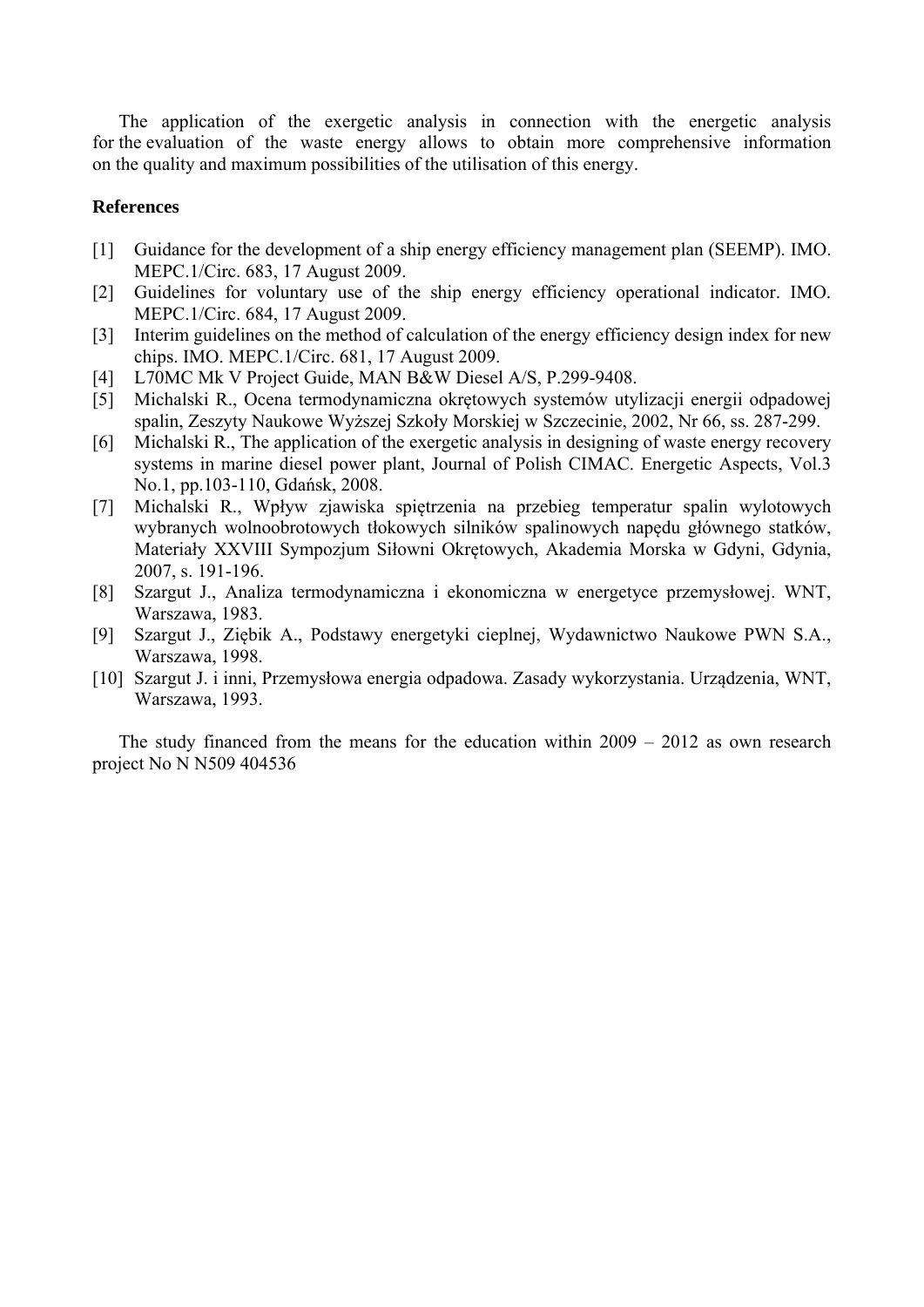The application of the exergetic analysis in connection with the energetic analysis for the evaluation of the waste energy allows to obtain more comprehensive information on the quality and maximum possibilities of the utilisation of this energy.

**References**

[1] Guidance for the development of a ship energy efficiency management plan (SEEMP). IMO. MEPC.1/Circ. 683, 17 August 2009.

[2] Guidelines for voluntary use of the ship energy efficiency operational indicator. IMO. MEPC.1/Circ. 684, 17 August 2009.

[3] Interim guidelines on the method of calculation of the energy efficiency design index for new chips. IMO. MEPC.1/Circ. 681, 17 August 2009.

[4] L70MC Mk V Project Guide, MAN B&W Diesel A/S, P.299-9408.

[5] Michalski R., Ocena termodynamiczna okrętowych systemów utylizacji energii odpadowej spalin, Zeszyty Naukowe Wyższej Szkoły Morskiej w Szczecinie, 2002, Nr 66, ss. 287-299.

[6] Michalski R., The application of the exergetic analysis in designing of waste energy recovery systems in marine diesel power plant, Journal of Polish CIMAC. Energetic Aspects, Vol.3 No.1, pp.103-110, Gdańsk, 2008.

[7] Michalski R., Wpływ zjawiska spiętrzenia na przebieg temperatur spalin wylotowych wybranych wolnoobrotowych tłokowych silników spalinowych napędu głównego statków, Materiały XXVIII Sympozjum Siłowni Okrętowych, Akademia Morska w Gdyni, Gdynia, 2007, s. 191-196.

[8] Szargut J., Analiza termodynamiczna i ekonomiczna w energetyce przemysłowej. WNT, Warszawa, 1983.

[9] Szargut J., Ziębik A., Podstawy energetyki cieplnej, Wydawnictwo Naukowe PWN S.A., Warszawa, 1998.

[10] Szargut J. i inni, Przemysłowa energia odpadowa. Zasady wykorzystania. Urządzenia, WNT, Warszawa, 1993.

The study financed from the means for the education within 2009 – 2012 as own research project No N N509 404536